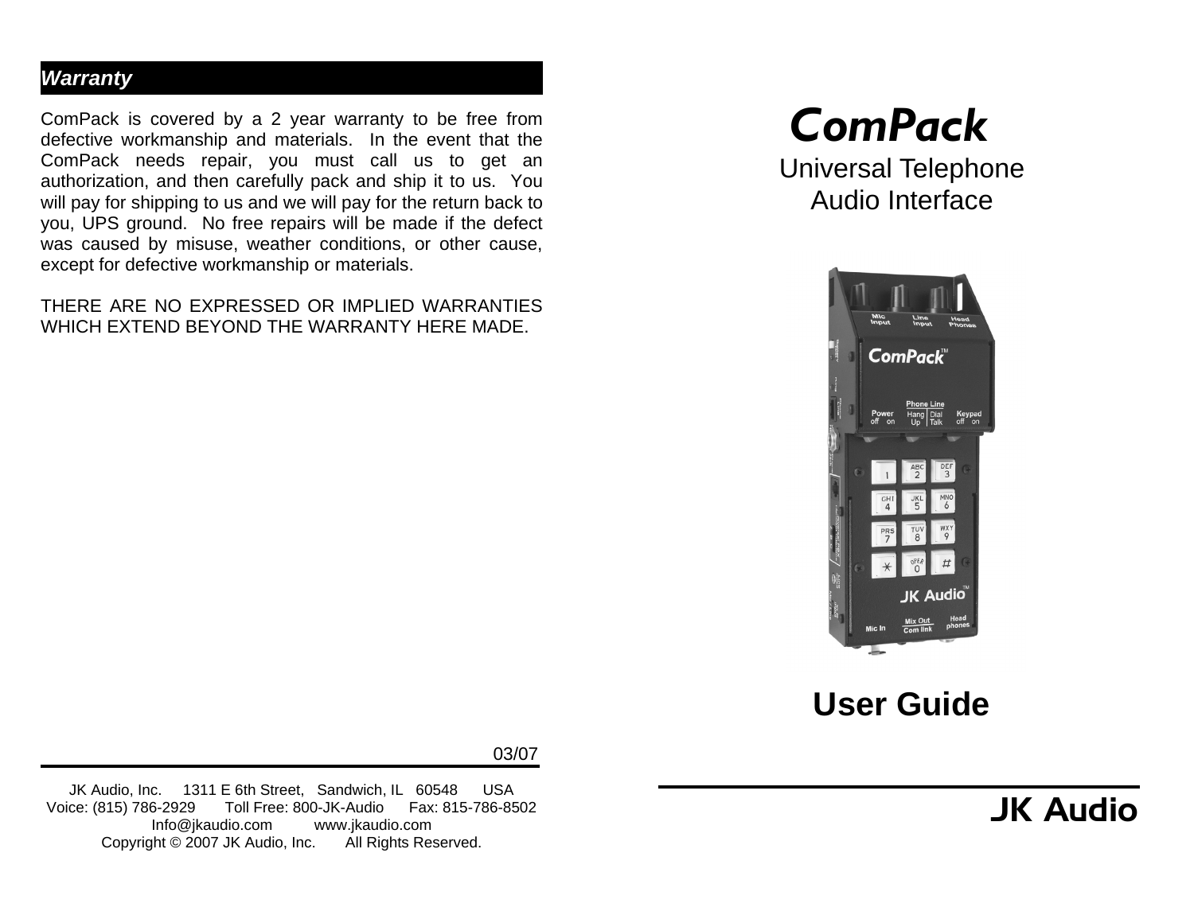## Warranty

ComPack is covered by a 2 year warranty to be free from defective workmanship and materials. In the event that the ComPack needs repair, you must call us to get an authorization, and then carefully pack and ship it to us. You will pay for shipping to us and we will pay for the return back to you, UPS ground. No free repairs will be made if the defect was caused by misuse, weather conditions, or other cause, except for defective workmanship or materials.

THERE ARE NO EXPRESSED OR IMPLIED WARRANTIES WHICH EXTEND BEYOND THE WARRANTY HERE MADE.

03/07

JK Audio, Inc. 1311 E 6th Street, Sandwich, IL 60548 USA
Voice: (815) 786-2929 Toll Free: 800-JK-Audio Fax: 815-786-8502
Info@jkaudio.com www.jkaudio.com
Copyright © 2007 JK Audio, Inc. All Rights Reserved.

# ComPack

Universal Telephone Audio Interface

## User Guide

JK Audio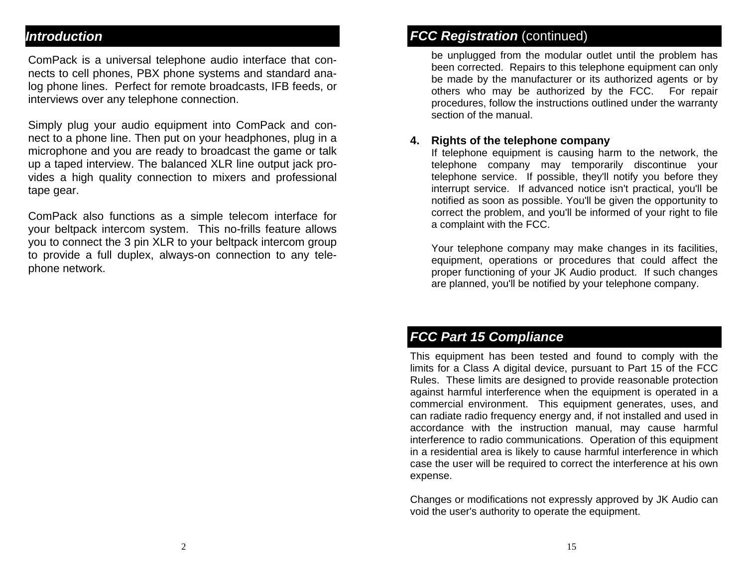## *Introduction*

ComPack is a universal telephone audio interface that connects to cell phones, PBX phone systems and standard analog phone lines. Perfect for remote broadcasts, IFB feeds, or interviews over any telephone connection.

Simply plug your audio equipment into ComPack and connect to a phone line. Then put on your headphones, plug in a microphone and you are ready to broadcast the game or talk up a taped interview. The balanced XLR line output jack provides a high quality connection to mixers and professional tape gear.

ComPack also functions as a simple telecom interface for your beltpack intercom system. This no-frills feature allows you to connect the 3 pin XLR to your beltpack intercom group to provide a full duplex, always-on connection to any telephone network.

## *FCC Registration* (continued)

be unplugged from the modular outlet until the problem has been corrected. Repairs to this telephone equipment can only be made by the manufacturer or its authorized agents or by others who may be authorized by the FCC. For repair procedures, follow the instructions outlined under the warranty section of the manual.

**4. Rights of the telephone company**

If telephone equipment is causing harm to the network, the telephone company may temporarily discontinue your telephone service. If possible, they'll notify you before they interrupt service. If advanced notice isn't practical, you'll be notified as soon as possible. You'll be given the opportunity to correct the problem, and you'll be informed of your right to file a complaint with the FCC.

Your telephone company may make changes in its facilities, equipment, operations or procedures that could affect the proper functioning of your JK Audio product. If such changes are planned, you'll be notified by your telephone company.

## *FCC Part 15 Compliance*

This equipment has been tested and found to comply with the limits for a Class A digital device, pursuant to Part 15 of the FCC Rules. These limits are designed to provide reasonable protection against harmful interference when the equipment is operated in a commercial environment. This equipment generates, uses, and can radiate radio frequency energy and, if not installed and used in accordance with the instruction manual, may cause harmful interference to radio communications. Operation of this equipment in a residential area is likely to cause harmful interference in which case the user will be required to correct the interference at his own expense.

Changes or modifications not expressly approved by JK Audio can void the user's authority to operate the equipment.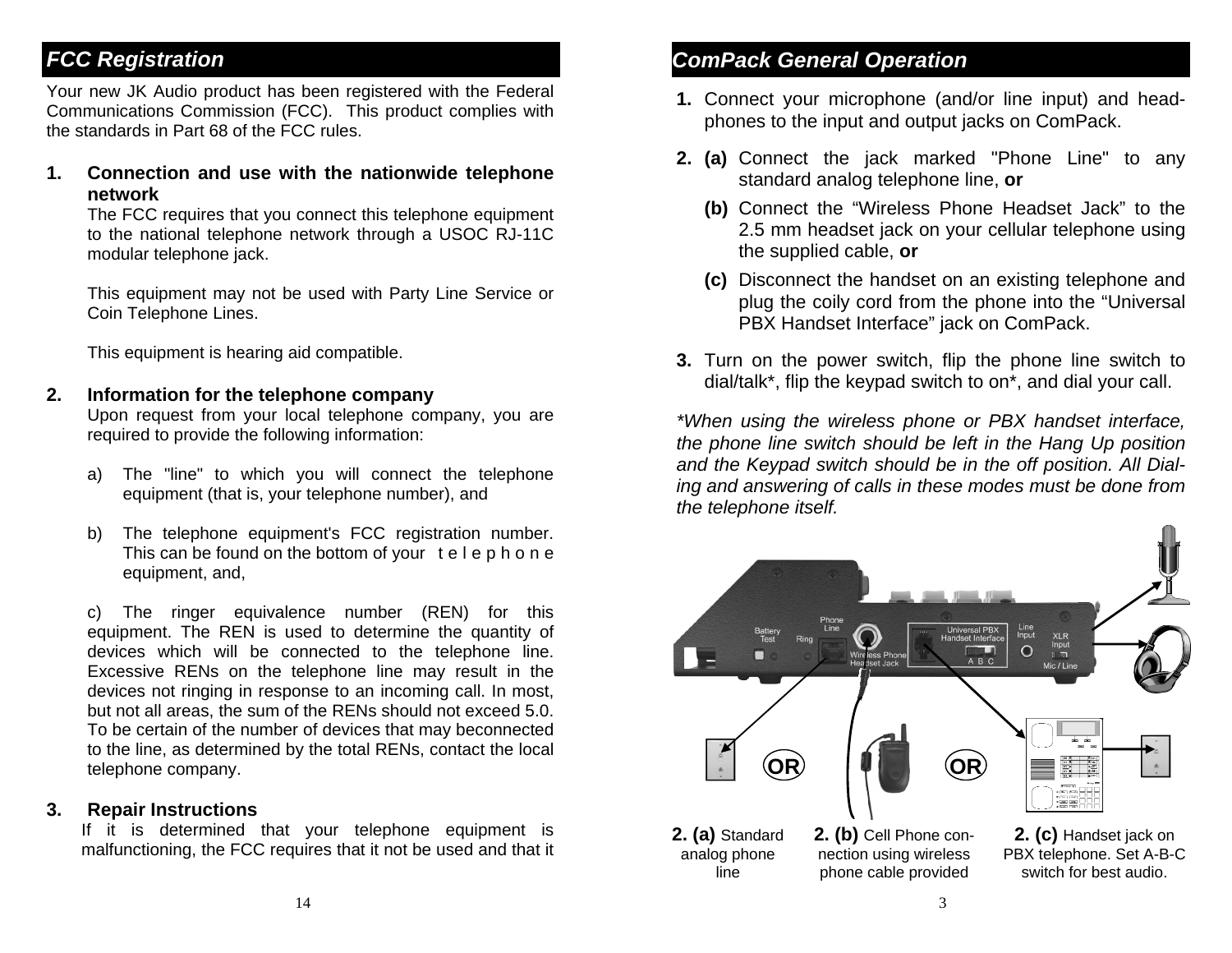## FCC Registration

Your new JK Audio product has been registered with the Federal Communications Commission (FCC). This product complies with the standards in Part 68 of the FCC rules.

1. **Connection and use with the nationwide telephone network**

   The FCC requires that you connect this telephone equipment to the national telephone network through a USOC RJ-11C modular telephone jack.

   This equipment may not be used with Party Line Service or Coin Telephone Lines.

   This equipment is hearing aid compatible.

2. **Information for the telephone company**

   Upon request from your local telephone company, you are required to provide the following information:

   a) The "line" to which you will connect the telephone equipment (that is, your telephone number), and

   b) The telephone equipment's FCC registration number. This can be found on the bottom of your telephone equipment, and,

   c) The ringer equivalence number (REN) for this equipment. The REN is used to determine the quantity of devices which will be connected to the telephone line. Excessive RENs on the telephone line may result in the devices not ringing in response to an incoming call. In most, but not all areas, the sum of the RENs should not exceed 5.0. To be certain of the number of devices that may beconnected to the line, as determined by the total RENs, contact the local telephone company.

3. **Repair Instructions**

   If it is determined that your telephone equipment is malfunctioning, the FCC requires that it not be used and that it

## ComPack General Operation

1. Connect your microphone (and/or line input) and headphones to the input and output jacks on ComPack.

2. **(a)** Connect the jack marked "Phone Line" to any standard analog telephone line, **or**

   **(b)** Connect the “Wireless Phone Headset Jack” to the 2.5 mm headset jack on your cellular telephone using the supplied cable, **or**

   **(c)** Disconnect the handset on an existing telephone and plug the coily cord from the phone into the “Universal PBX Handset Interface” jack on ComPack.

3. Turn on the power switch, flip the phone line switch to dial/talk*, flip the keypad switch to on*, and dial your call.

*\*When using the wireless phone or PBX handset interface, the phone line switch should be left in the Hang Up position and the Keypad switch should be in the off position. All Dialing and answering of calls in these modes must be done from the telephone itself.*

Battery Test
Ring
Phone Line
Wireless Phone Headset Jack
Universal PBX Handset Interface
A B C
Line Input
XLR Input
Mic / Line
OR
OR

**2. (a)** Standard analog phone line

**2. (b)** Cell Phone connection using wireless phone cable provided

**2. (c)** Handset jack on PBX telephone. Set A-B-C switch for best audio.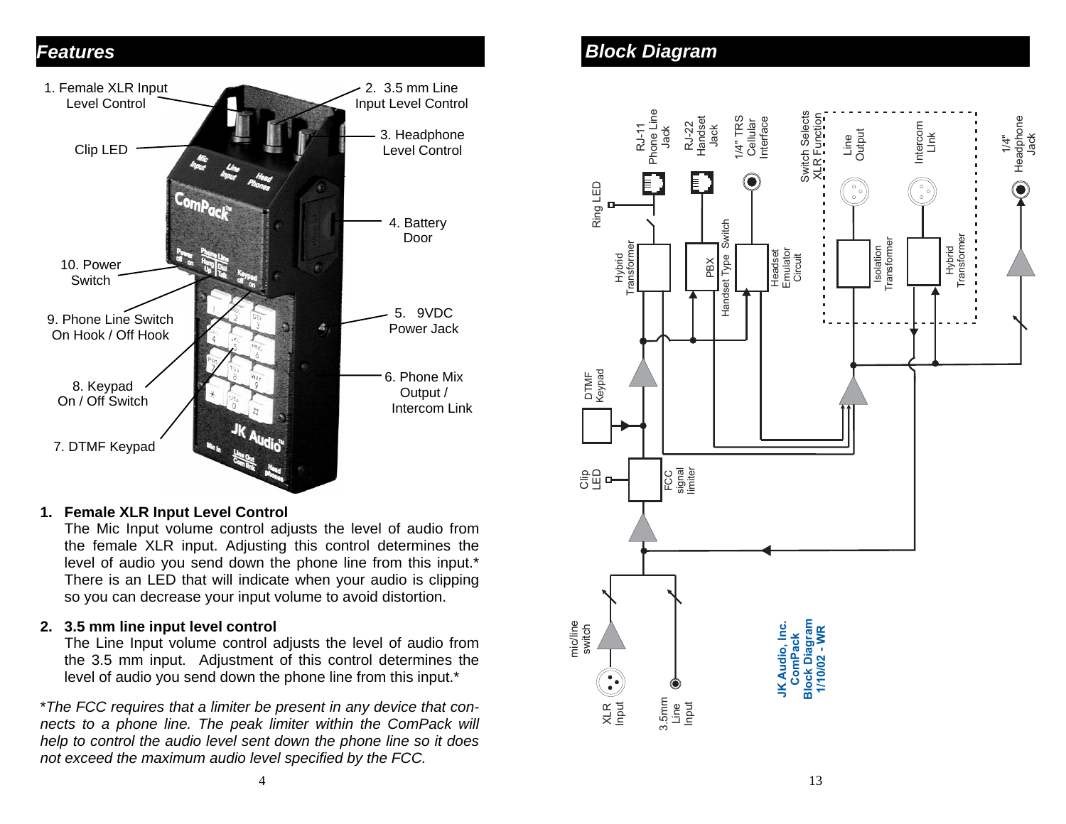## Features

1. Female XLR Input Level Control
2. 3.5 mm Line Input Level Control
3. Headphone Level Control
4. Battery Door
5. 9VDC Power Jack
6. Phone Mix Output / Intercom Link
7. DTMF Keypad
8. Keypad On / Off Switch
9. Phone Line Switch On Hook / Off Hook
10. Power Switch

Clip LED

1. **Female XLR Input Level Control**
   The Mic Input volume control adjusts the level of audio from the female XLR input. Adjusting this control determines the level of audio you send down the phone line from this input.* There is an LED that will indicate when your audio is clipping so you can decrease your input volume to avoid distortion.

2. **3.5 mm line input level control**
   The Line Input volume control adjusts the level of audio from the 3.5 mm input. Adjustment of this control determines the level of audio you send down the phone line from this input.*

*\*The FCC requires that a limiter be present in any device that connects to a phone line. The peak limiter within the ComPack will help to control the audio level sent down the phone line so it does not exceed the maximum audio level specified by the FCC.*

## Block Diagram

Ring LED
RJ-11 Phone Line Jack
RJ-22 Handset Jack
1/4" TRS Cellular Interface
Switch Selects XLR Function
Line Output
Intercom LInk
1/4" Headphone Jack
Hybrid Transformer
PBX
Handset Type Switch
Headset Emulator Circuit
Isolation Transformer
Hybrid Transformer
DTMF Keypad
Clip LED
FCC signal limiter
mic/line switch
XLR Input
3.5mm Line Input

JK Audio, Inc.
ComPack
Block Diagram
1/10/02 - WR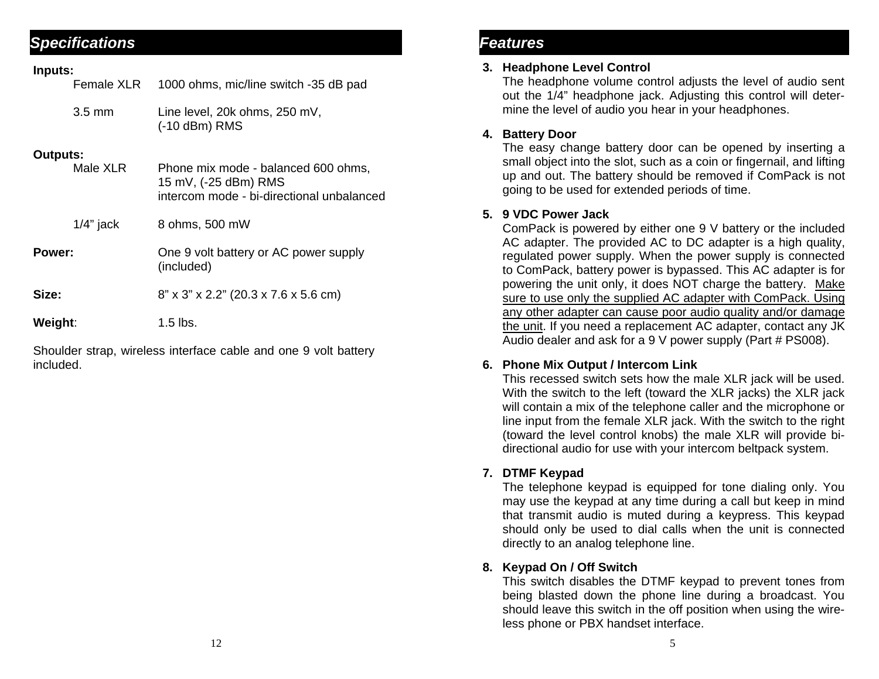## Specifications

**Inputs:**

| | | |
|---|---|---|
| | Female XLR | 1000 ohms, mic/line switch -35 dB pad |
| | 3.5 mm | Line level, 20k ohms, 250 mV, (-10 dBm) RMS |

**Outputs:**

| | | |
|---|---|---|
| | Male XLR | Phone mix mode - balanced 600 ohms, 15 mV, (-25 dBm) RMS intercom mode - bi-directional unbalanced |
| | 1/4" jack | 8 ohms, 500 mW |

**Power:** One 9 volt battery or AC power supply (included)

**Size:** 8" x 3" x 2.2" (20.3 x 7.6 x 5.6 cm)

**Weight**: 1.5 lbs.

Shoulder strap, wireless interface cable and one 9 volt battery included.

## Features

3. **Headphone Level Control**
   The headphone volume control adjusts the level of audio sent out the 1/4" headphone jack. Adjusting this control will determine the level of audio you hear in your headphones.

4. **Battery Door**
   The easy change battery door can be opened by inserting a small object into the slot, such as a coin or fingernail, and lifting up and out. The battery should be removed if ComPack is not going to be used for extended periods of time.

5. **9 VDC Power Jack**
   ComPack is powered by either one 9 V battery or the included AC adapter. The provided AC to DC adapter is a high quality, regulated power supply. When the power supply is connected to ComPack, battery power is bypassed. This AC adapter is for powering the unit only, it does NOT charge the battery. <u>Make sure to use only the supplied AC adapter with ComPack. Using any other adapter can cause poor audio quality and/or damage the unit</u>. If you need a replacement AC adapter, contact any JK Audio dealer and ask for a 9 V power supply (Part # PS008).

6. **Phone Mix Output / Intercom Link**
   This recessed switch sets how the male XLR jack will be used. With the switch to the left (toward the XLR jacks) the XLR jack will contain a mix of the telephone caller and the microphone or line input from the female XLR jack. With the switch to the right (toward the level control knobs) the male XLR will provide bi-directional audio for use with your intercom beltpack system.

7. **DTMF Keypad**
   The telephone keypad is equipped for tone dialing only. You may use the keypad at any time during a call but keep in mind that transmit audio is muted during a keypress. This keypad should only be used to dial calls when the unit is connected directly to an analog telephone line.

8. **Keypad On / Off Switch**
   This switch disables the DTMF keypad to prevent tones from being blasted down the phone line during a broadcast. You should leave this switch in the off position when using the wireless phone or PBX handset interface.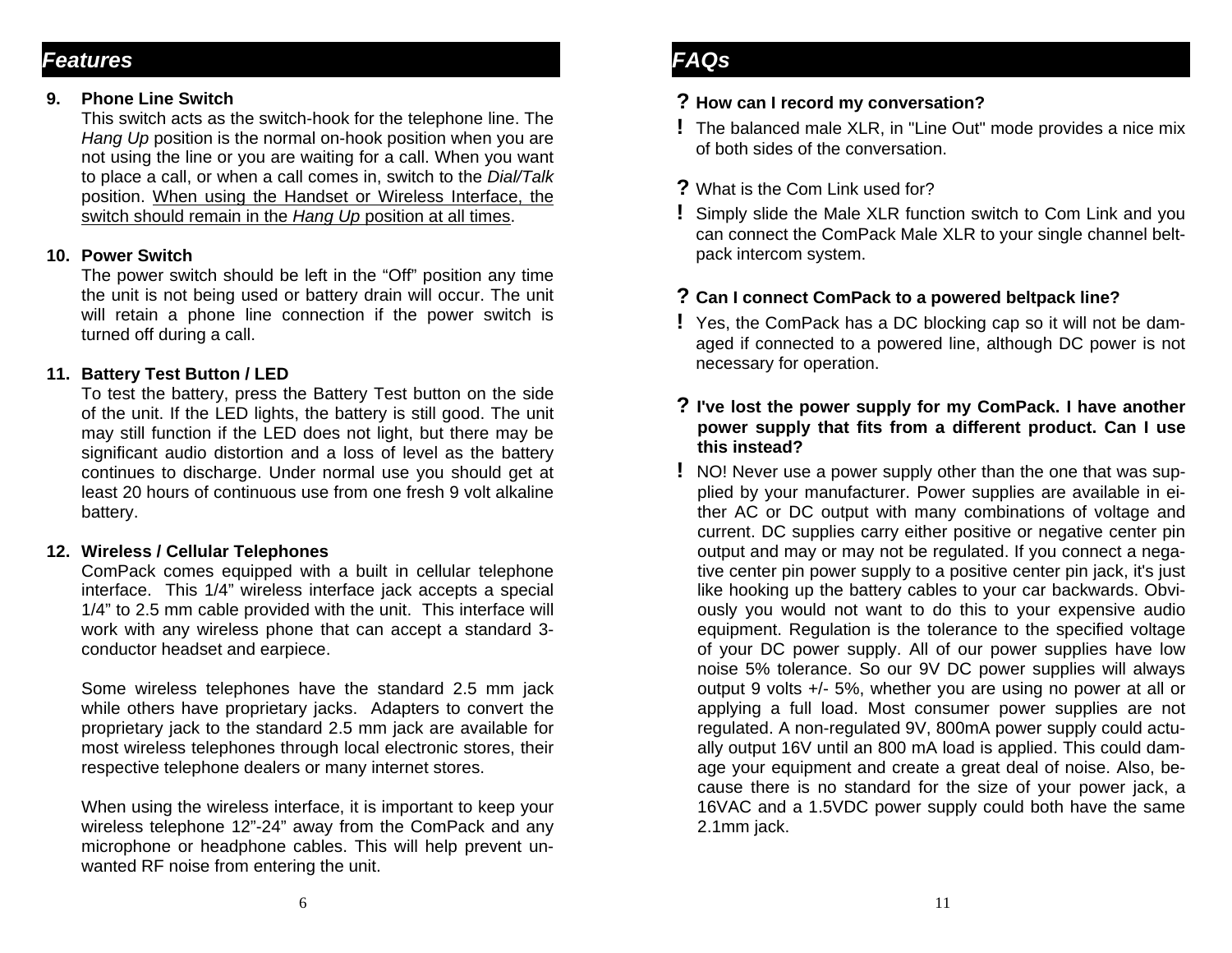## Features

9. **Phone Line Switch**
   This switch acts as the switch-hook for the telephone line. The *Hang Up* position is the normal on-hook position when you are not using the line or you are waiting for a call. When you want to place a call, or when a call comes in, switch to the *Dial/Talk* position. <u>When using the Handset or Wireless Interface, the switch should remain in the *Hang Up* position at all times</u>.

10. **Power Switch**
    The power switch should be left in the “Off” position any time the unit is not being used or battery drain will occur. The unit will retain a phone line connection if the power switch is turned off during a call.

11. **Battery Test Button / LED**
    To test the battery, press the Battery Test button on the side of the unit. If the LED lights, the battery is still good. The unit may still function if the LED does not light, but there may be significant audio distortion and a loss of level as the battery continues to discharge. Under normal use you should get at least 20 hours of continuous use from one fresh 9 volt alkaline battery.

12. **Wireless / Cellular Telephones**
    ComPack comes equipped with a built in cellular telephone interface. This 1/4” wireless interface jack accepts a special 1/4” to 2.5 mm cable provided with the unit. This interface will work with any wireless phone that can accept a standard 3-conductor headset and earpiece.

    Some wireless telephones have the standard 2.5 mm jack while others have proprietary jacks. Adapters to convert the proprietary jack to the standard 2.5 mm jack are available for most wireless telephones through local electronic stores, their respective telephone dealers or many internet stores.

    When using the wireless interface, it is important to keep your wireless telephone 12”-24” away from the ComPack and any microphone or headphone cables. This will help prevent unwanted RF noise from entering the unit.

## FAQs

**? How can I record my conversation?**

**!** The balanced male XLR, in "Line Out" mode provides a nice mix of both sides of the conversation.

**?** What is the Com Link used for?

**!** Simply slide the Male XLR function switch to Com Link and you can connect the ComPack Male XLR to your single channel belt-pack intercom system.

**? Can I connect ComPack to a powered beltpack line?**

**!** Yes, the ComPack has a DC blocking cap so it will not be damaged if connected to a powered line, although DC power is not necessary for operation.

**? I've lost the power supply for my ComPack. I have another power supply that fits from a different product. Can I use this instead?**

**!** NO! Never use a power supply other than the one that was supplied by your manufacturer. Power supplies are available in either AC or DC output with many combinations of voltage and current. DC supplies carry either positive or negative center pin output and may or may not be regulated. If you connect a negative center pin power supply to a positive center pin jack, it's just like hooking up the battery cables to your car backwards. Obviously you would not want to do this to your expensive audio equipment. Regulation is the tolerance to the specified voltage of your DC power supply. All of our power supplies have low noise 5% tolerance. So our 9V DC power supplies will always output 9 volts +/- 5%, whether you are using no power at all or applying a full load. Most consumer power supplies are not regulated. A non-regulated 9V, 800mA power supply could actually output 16V until an 800 mA load is applied. This could damage your equipment and create a great deal of noise. Also, because there is no standard for the size of your power jack, a 16VAC and a 1.5VDC power supply could both have the same 2.1mm jack.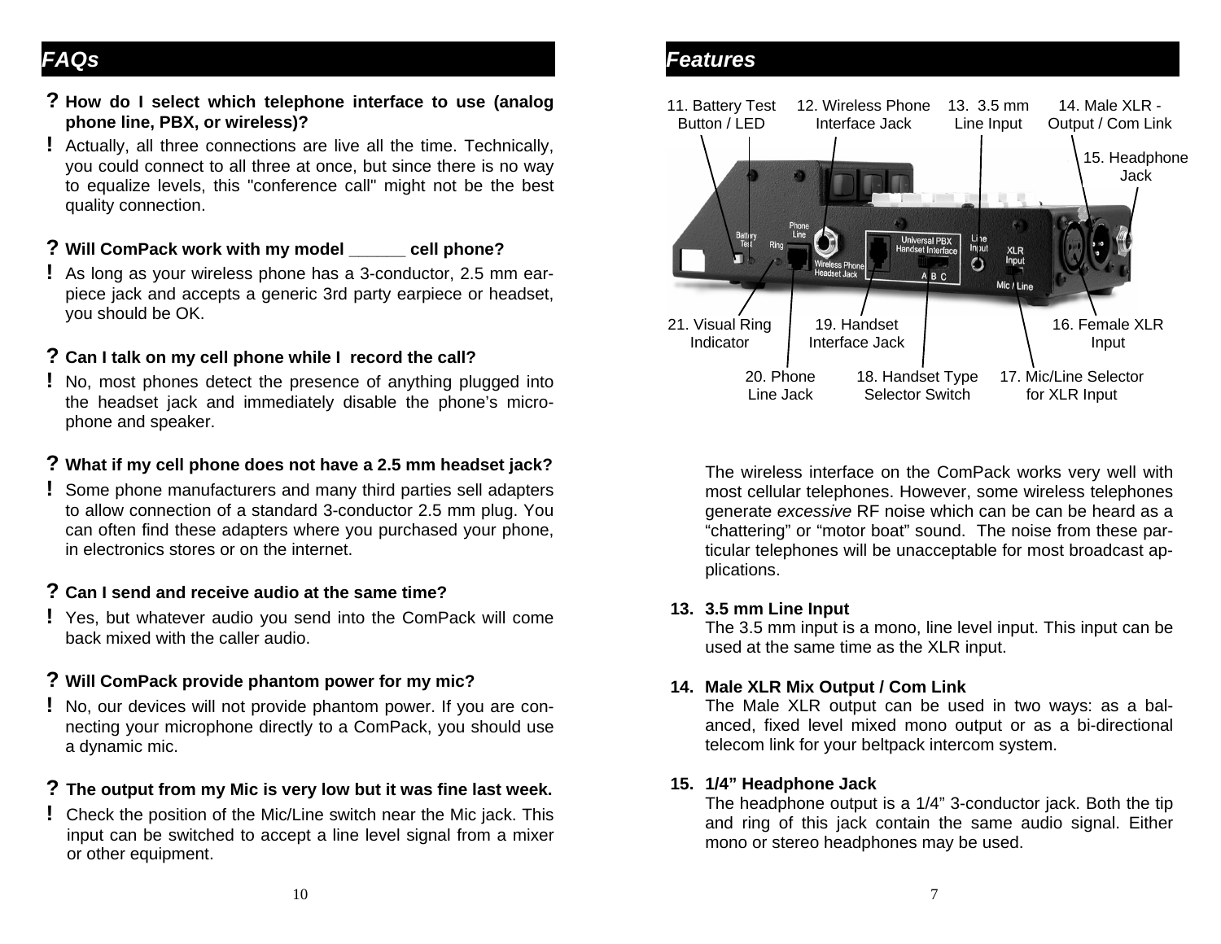## FAQs

**? How do I select which telephone interface to use (analog phone line, PBX, or wireless)?**

**!** Actually, all three connections are live all the time. Technically, you could connect to all three at once, but since there is no way to equalize levels, this "conference call" might not be the best quality connection.

**? Will ComPack work with my model _____ cell phone?**

**!** As long as your wireless phone has a 3-conductor, 2.5 mm ear-piece jack and accepts a generic 3rd party earpiece or headset, you should be OK.

**? Can I talk on my cell phone while I record the call?**

**!** No, most phones detect the presence of anything plugged into the headset jack and immediately disable the phone's micro-phone and speaker.

**? What if my cell phone does not have a 2.5 mm headset jack?**

**!** Some phone manufacturers and many third parties sell adapters to allow connection of a standard 3-conductor 2.5 mm plug. You can often find these adapters where you purchased your phone, in electronics stores or on the internet.

**? Can I send and receive audio at the same time?**

**!** Yes, but whatever audio you send into the ComPack will come back mixed with the caller audio.

**? Will ComPack provide phantom power for my mic?**

**!** No, our devices will not provide phantom power. If you are con-necting your microphone directly to a ComPack, you should use a dynamic mic.

**? The output from my Mic is very low but it was fine last week.**

**!** Check the position of the Mic/Line switch near the Mic jack. This input can be switched to accept a line level signal from a mixer or other equipment.

## Features

11. Battery Test Button / LED
12. Wireless Phone Interface Jack
13. 3.5 mm Line Input
14. Male XLR - Output / Com Link
15. Headphone Jack
16. Female XLR Input
17. Mic/Line Selector for XLR Input
18. Handset Type Selector Switch
19. Handset Interface Jack
20. Phone Line Jack
21. Visual Ring Indicator

The wireless interface on the ComPack works very well with most cellular telephones. However, some wireless telephones generate *excessive* RF noise which can be can be heard as a "chattering" or "motor boat" sound. The noise from these par-ticular telephones will be unacceptable for most broadcast ap-plications.

**13. 3.5 mm Line Input**
The 3.5 mm input is a mono, line level input. This input can be used at the same time as the XLR input.

**14. Male XLR Mix Output / Com Link**
The Male XLR output can be used in two ways: as a bal-anced, fixed level mixed mono output or as a bi-directional telecom link for your beltpack intercom system.

**15. 1/4" Headphone Jack**
The headphone output is a 1/4" 3-conductor jack. Both the tip and ring of this jack contain the same audio signal. Either mono or stereo headphones may be used.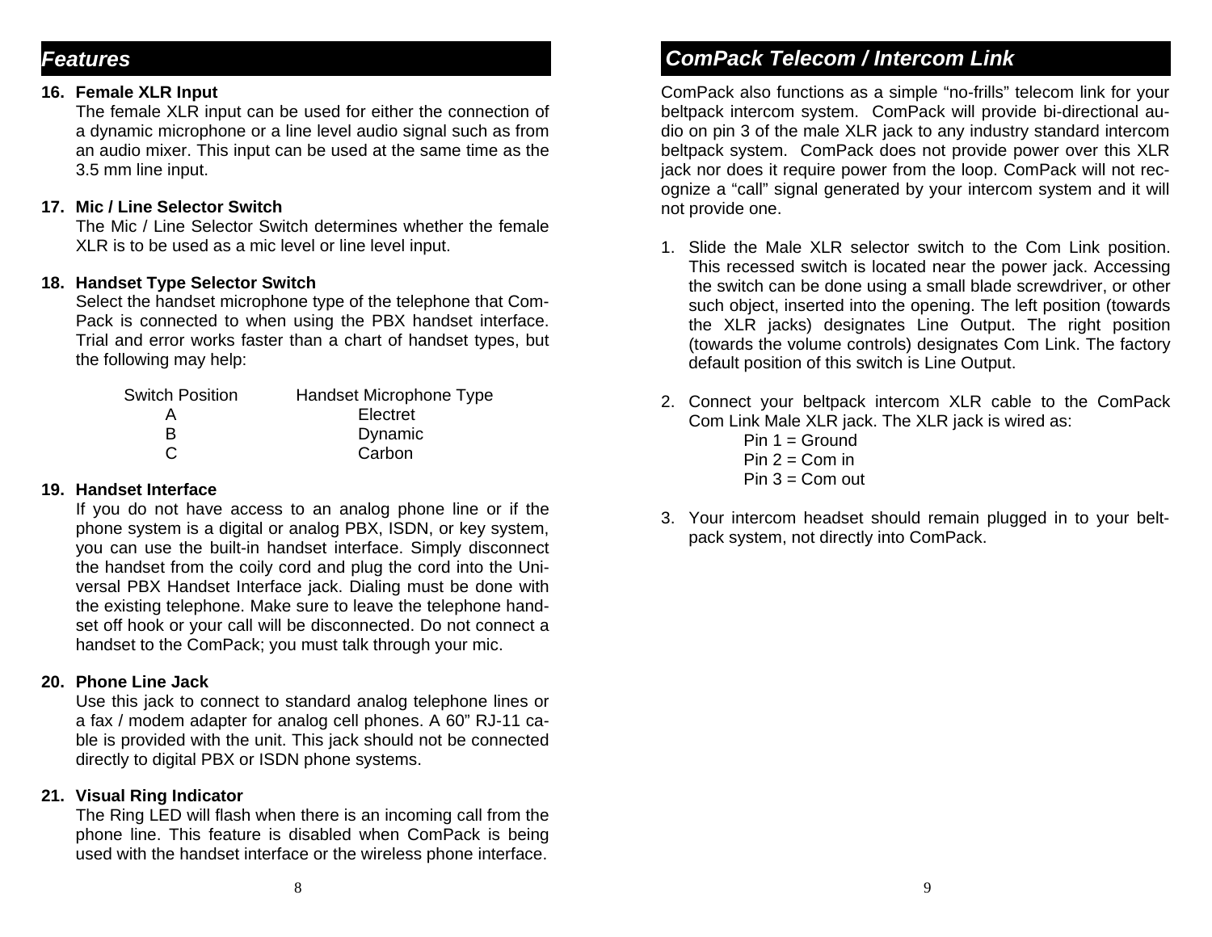## *Features*

**16. Female XLR Input**

The female XLR input can be used for either the connection of a dynamic microphone or a line level audio signal such as from an audio mixer. This input can be used at the same time as the 3.5 mm line input.

**17. Mic / Line Selector Switch**

The Mic / Line Selector Switch determines whether the female XLR is to be used as a mic level or line level input.

**18. Handset Type Selector Switch**

Select the handset microphone type of the telephone that Com-Pack is connected to when using the PBX handset interface. Trial and error works faster than a chart of handset types, but the following may help:

| Switch Position | Handset Microphone Type |
|---|---|
| A | Electret |
| B | Dynamic |
| C | Carbon |

**19. Handset Interface**

If you do not have access to an analog phone line or if the phone system is a digital or analog PBX, ISDN, or key system, you can use the built-in handset interface. Simply disconnect the handset from the coily cord and plug the cord into the Universal PBX Handset Interface jack. Dialing must be done with the existing telephone. Make sure to leave the telephone handset off hook or your call will be disconnected. Do not connect a handset to the ComPack; you must talk through your mic.

**20. Phone Line Jack**

Use this jack to connect to standard analog telephone lines or a fax / modem adapter for analog cell phones. A 60" RJ-11 cable is provided with the unit. This jack should not be connected directly to digital PBX or ISDN phone systems.

**21. Visual Ring Indicator**

The Ring LED will flash when there is an incoming call from the phone line. This feature is disabled when ComPack is being used with the handset interface or the wireless phone interface.

## *ComPack Telecom / Intercom Link*

ComPack also functions as a simple "no-frills" telecom link for your beltpack intercom system. ComPack will provide bi-directional audio on pin 3 of the male XLR jack to any industry standard intercom beltpack system. ComPack does not provide power over this XLR jack nor does it require power from the loop. ComPack will not recognize a "call" signal generated by your intercom system and it will not provide one.

1. Slide the Male XLR selector switch to the Com Link position. This recessed switch is located near the power jack. Accessing the switch can be done using a small blade screwdriver, or other such object, inserted into the opening. The left position (towards the XLR jacks) designates Line Output. The right position (towards the volume controls) designates Com Link. The factory default position of this switch is Line Output.

2. Connect your beltpack intercom XLR cable to the ComPack Com Link Male XLR jack. The XLR jack is wired as:

   Pin 1 = Ground  
   Pin 2 = Com in  
   Pin 3 = Com out

3. Your intercom headset should remain plugged in to your belt-pack system, not directly into ComPack.